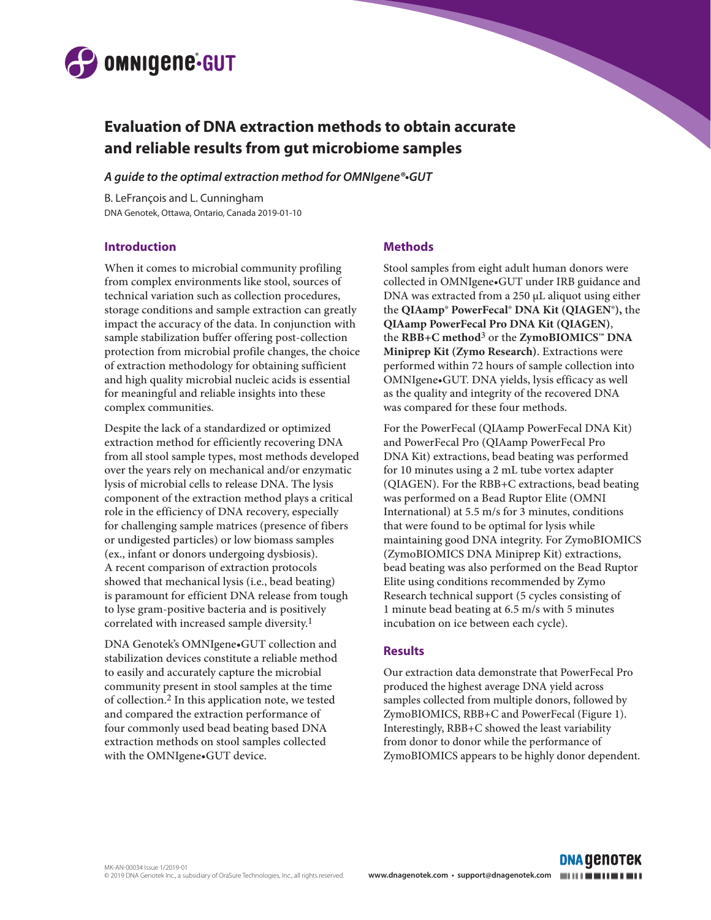# Evaluation of DNA extraction methods to obtain accurate and reliable results from gut microbiome samples

***A guide to the optimal extraction method for OMNIgene®•GUT***

B. LeFrançois and L. Cunningham
DNA Genotek, Ottawa, Ontario, Canada 2019-01-10

## Introduction

When it comes to microbial community profiling from complex environments like stool, sources of technical variation such as collection procedures, storage conditions and sample extraction can greatly impact the accuracy of the data. In conjunction with sample stabilization buffer offering post-collection protection from microbial profile changes, the choice of extraction methodology for obtaining sufficient and high quality microbial nucleic acids is essential for meaningful and reliable insights into these complex communities.

Despite the lack of a standardized or optimized extraction method for efficiently recovering DNA from all stool sample types, most methods developed over the years rely on mechanical and/or enzymatic lysis of microbial cells to release DNA. The lysis component of the extraction method plays a critical role in the efficiency of DNA recovery, especially for challenging sample matrices (presence of fibers or undigested particles) or low biomass samples (ex., infant or donors undergoing dysbiosis). A recent comparison of extraction protocols showed that mechanical lysis (i.e., bead beating) is paramount for efficient DNA release from tough to lyse gram-positive bacteria and is positively correlated with increased sample diversity.[1]

DNA Genotek's OMNIgene•GUT collection and stabilization devices constitute a reliable method to easily and accurately capture the microbial community present in stool samples at the time of collection.[2] In this application note, we tested and compared the extraction performance of four commonly used bead beating based DNA extraction methods on stool samples collected with the OMNIgene•GUT device.

## Methods

Stool samples from eight adult human donors were collected in OMNIgene•GUT under IRB guidance and DNA was extracted from a 250 µL aliquot using either the **QIAamp® PowerFecal® DNA Kit (QIAGEN®),** the **QIAamp PowerFecal Pro DNA Kit (QIAGEN)**, the **RBB+C method**[3] or the **ZymoBIOMICS™ DNA Miniprep Kit (Zymo Research)**. Extractions were performed within 72 hours of sample collection into OMNIgene•GUT. DNA yields, lysis efficacy as well as the quality and integrity of the recovered DNA was compared for these four methods.

For the PowerFecal (QIAamp PowerFecal DNA Kit) and PowerFecal Pro (QIAamp PowerFecal Pro DNA Kit) extractions, bead beating was performed for 10 minutes using a 2 mL tube vortex adapter (QIAGEN). For the RBB+C extractions, bead beating was performed on a Bead Ruptor Elite (OMNI International) at 5.5 m/s for 3 minutes, conditions that were found to be optimal for lysis while maintaining good DNA integrity. For ZymoBIOMICS (ZymoBIOMICS DNA Miniprep Kit) extractions, bead beating was also performed on the Bead Ruptor Elite using conditions recommended by Zymo Research technical support (5 cycles consisting of 1 minute bead beating at 6.5 m/s with 5 minutes incubation on ice between each cycle).

## Results

Our extraction data demonstrate that PowerFecal Pro produced the highest average DNA yield across samples collected from multiple donors, followed by ZymoBIOMICS, RBB+C and PowerFecal (Figure 1). Interestingly, RBB+C showed the least variability from donor to donor while the performance of ZymoBIOMICS appears to be highly donor dependent.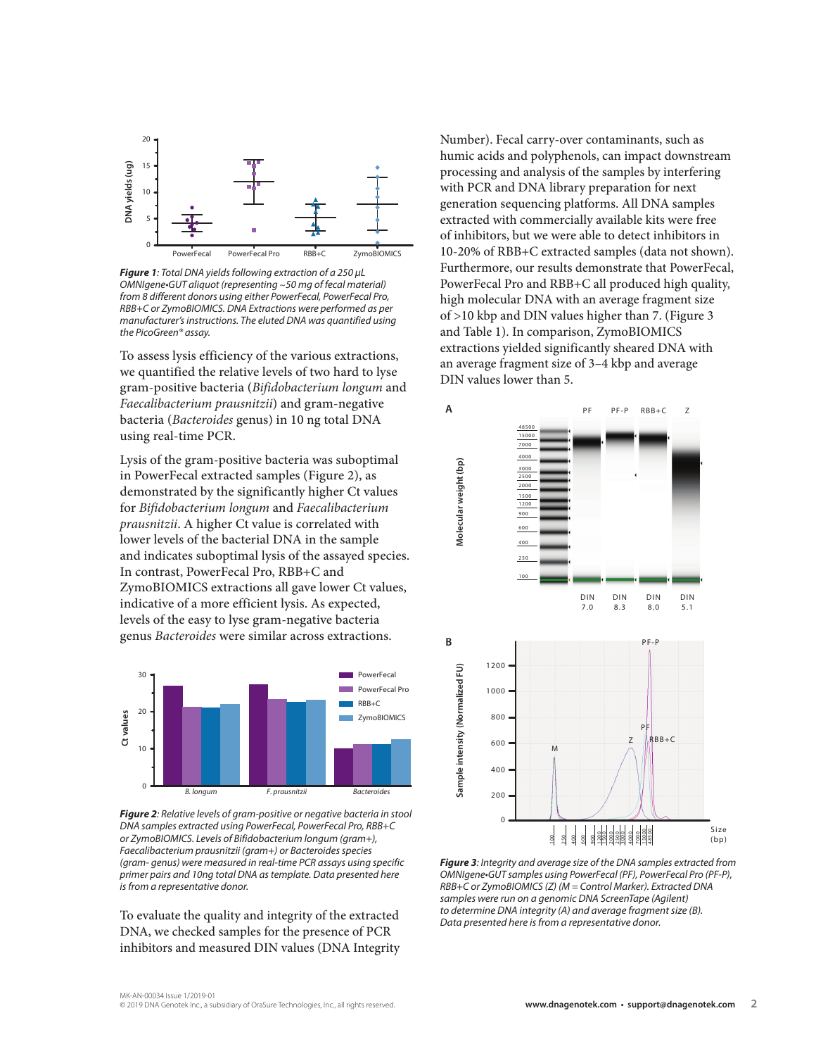*Figure 1: Total DNA yields following extraction of a 250 µL OMNIgene•GUT aliquot (representing ~50 mg of fecal material) from 8 different donors using either PowerFecal, PowerFecal Pro, RBB+C or ZymoBIOMICS. DNA Extractions were performed as per manufacturer's instructions. The eluted DNA was quantified using the PicoGreen® assay.*

To assess lysis efficiency of the various extractions, we quantified the relative levels of two hard to lyse gram-positive bacteria (*Bifidobacterium longum* and *Faecalibacterium prausnitzii*) and gram-negative bacteria (*Bacteroides* genus) in 10 ng total DNA using real-time PCR.

Lysis of the gram-positive bacteria was suboptimal in PowerFecal extracted samples (Figure 2), as demonstrated by the significantly higher Ct values for *Bifidobacterium longum* and *Faecalibacterium prausnitzii*. A higher Ct value is correlated with lower levels of the bacterial DNA in the sample and indicates suboptimal lysis of the assayed species. In contrast, PowerFecal Pro, RBB+C and ZymoBIOMICS extractions all gave lower Ct values, indicative of a more efficient lysis. As expected, levels of the easy to lyse gram-negative bacteria genus *Bacteroides* were similar across extractions.

*Figure 2: Relative levels of gram-positive or negative bacteria in stool DNA samples extracted using PowerFecal, PowerFecal Pro, RBB+C or ZymoBIOMICS. Levels of Bifidobacterium longum (gram+), Faecalibacterium prausnitzii (gram+) or Bacteroides species (gram- genus) were measured in real-time PCR assays using specific primer pairs and 10ng total DNA as template. Data presented here is from a representative donor.*

To evaluate the quality and integrity of the extracted DNA, we checked samples for the presence of PCR inhibitors and measured DIN values (DNA Integrity Number). Fecal carry-over contaminants, such as humic acids and polyphenols, can impact downstream processing and analysis of the samples by interfering with PCR and DNA library preparation for next generation sequencing platforms. All DNA samples extracted with commercially available kits were free of inhibitors, but we were able to detect inhibitors in 10-20% of RBB+C extracted samples (data not shown). Furthermore, our results demonstrate that PowerFecal, PowerFecal Pro and RBB+C all produced high quality, high molecular DNA with an average fragment size of >10 kbp and DIN values higher than 7. (Figure 3 and Table 1). In comparison, ZymoBIOMICS extractions yielded significantly sheared DNA with an average fragment size of 3–4 kbp and average DIN values lower than 5.

*Figure 3: Integrity and average size of the DNA samples extracted from OMNIgene•GUT samples using PowerFecal (PF), PowerFecal Pro (PF-P), RBB+C or ZymoBIOMICS (Z) (M = Control Marker). Extracted DNA samples were run on a genomic DNA ScreenTape (Agilent) to determine DNA integrity (A) and average fragment size (B). Data presented here is from a representative donor.*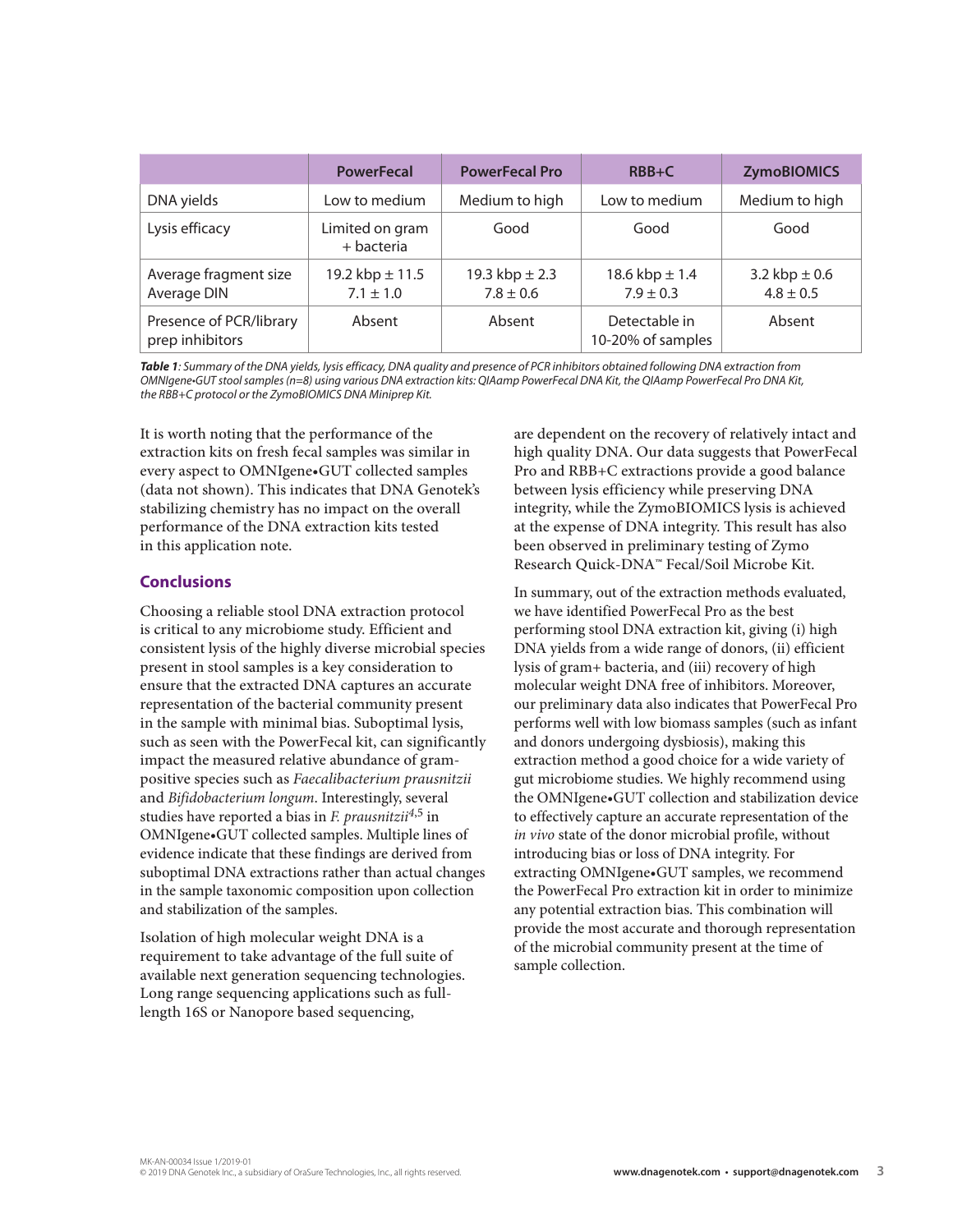| | PowerFecal | PowerFecal Pro | RBB+C | ZymoBIOMICS |
|---|---|---|---|---|
| DNA yields | Low to medium | Medium to high | Low to medium | Medium to high |
| Lysis efficacy | Limited on gram + bacteria | Good | Good | Good |
| Average fragment size<br>Average DIN | 19.2 kbp ± 11.5<br>7.1 ± 1.0 | 19.3 kbp ± 2.3<br>7.8 ± 0.6 | 18.6 kbp ± 1.4<br>7.9 ± 0.3 | 3.2 kbp ± 0.6<br>4.8 ± 0.5 |
| Presence of PCR/library prep inhibitors | Absent | Absent | Detectable in 10-20% of samples | Absent |

***Table 1**: Summary of the DNA yields, lysis efficacy, DNA quality and presence of PCR inhibitors obtained following DNA extraction from OMNIgene•GUT stool samples (n=8) using various DNA extraction kits: QIAamp PowerFecal DNA Kit, the QIAamp PowerFecal Pro DNA Kit, the RBB+C protocol or the ZymoBIOMICS DNA Miniprep Kit.*

It is worth noting that the performance of the extraction kits on fresh fecal samples was similar in every aspect to OMNIgene•GUT collected samples (data not shown). This indicates that DNA Genotek's stabilizing chemistry has no impact on the overall performance of the DNA extraction kits tested in this application note.

## Conclusions

Choosing a reliable stool DNA extraction protocol is critical to any microbiome study. Efficient and consistent lysis of the highly diverse microbial species present in stool samples is a key consideration to ensure that the extracted DNA captures an accurate representation of the bacterial community present in the sample with minimal bias. Suboptimal lysis, such as seen with the PowerFecal kit, can significantly impact the measured relative abundance of gram-positive species such as *Faecalibacterium prausnitzii* and *Bifidobacterium longum*. Interestingly, several studies have reported a bias in *F. prausnitzii*[4,5] in OMNIgene•GUT collected samples. Multiple lines of evidence indicate that these findings are derived from suboptimal DNA extractions rather than actual changes in the sample taxonomic composition upon collection and stabilization of the samples.

Isolation of high molecular weight DNA is a requirement to take advantage of the full suite of available next generation sequencing technologies. Long range sequencing applications such as full-length 16S or Nanopore based sequencing, are dependent on the recovery of relatively intact and high quality DNA. Our data suggests that PowerFecal Pro and RBB+C extractions provide a good balance between lysis efficiency while preserving DNA integrity, while the ZymoBIOMICS lysis is achieved at the expense of DNA integrity. This result has also been observed in preliminary testing of Zymo Research Quick-DNA™ Fecal/Soil Microbe Kit.

In summary, out of the extraction methods evaluated, we have identified PowerFecal Pro as the best performing stool DNA extraction kit, giving (i) high DNA yields from a wide range of donors, (ii) efficient lysis of gram+ bacteria, and (iii) recovery of high molecular weight DNA free of inhibitors. Moreover, our preliminary data also indicates that PowerFecal Pro performs well with low biomass samples (such as infant and donors undergoing dysbiosis), making this extraction method a good choice for a wide variety of gut microbiome studies. We highly recommend using the OMNIgene•GUT collection and stabilization device to effectively capture an accurate representation of the *in vivo* state of the donor microbial profile, without introducing bias or loss of DNA integrity. For extracting OMNIgene•GUT samples, we recommend the PowerFecal Pro extraction kit in order to minimize any potential extraction bias. This combination will provide the most accurate and thorough representation of the microbial community present at the time of sample collection.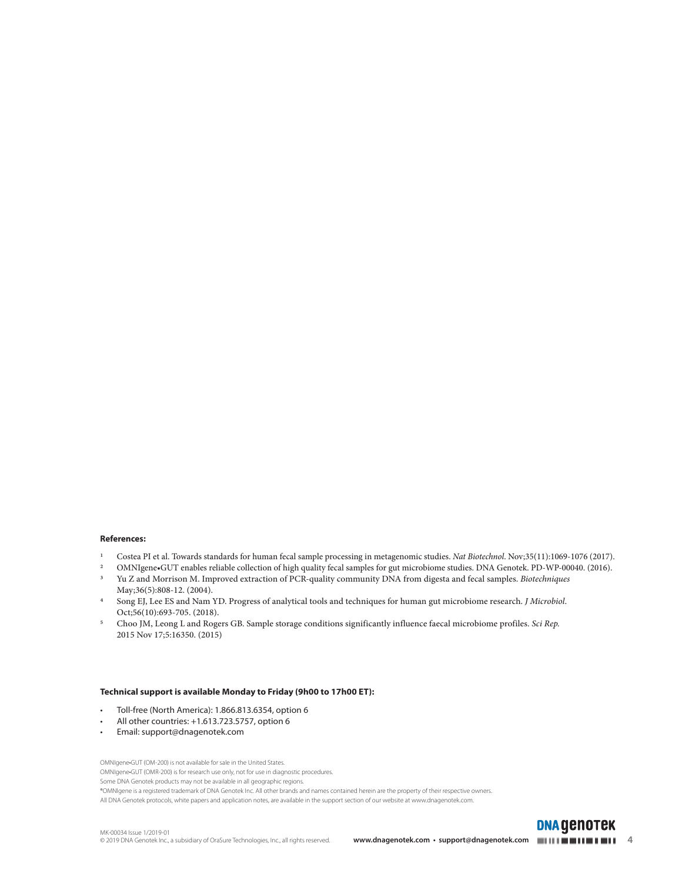**References:**

1. Costea PI et al. Towards standards for human fecal sample processing in metagenomic studies. *Nat Biotechnol*. Nov;35(11):1069-1076 (2017).
2. OMNIgene•GUT enables reliable collection of high quality fecal samples for gut microbiome studies. DNA Genotek. PD-WP-00040. (2016).
3. Yu Z and Morrison M. Improved extraction of PCR-quality community DNA from digesta and fecal samples. *Biotechniques* May;36(5):808-12. (2004).
4. Song EJ, Lee ES and Nam YD. Progress of analytical tools and techniques for human gut microbiome research. *J Microbiol*. Oct;56(10):693-705. (2018).
5. Choo JM, Leong L and Rogers GB. Sample storage conditions significantly influence faecal microbiome profiles. *Sci Rep*. 2015 Nov 17;5:16350. (2015)

**Technical support is available Monday to Friday (9h00 to 17h00 ET):**

- Toll-free (North America): 1.866.813.6354, option 6
- All other countries: +1.613.723.5757, option 6
- Email: support@dnagenotek.com

OMNIgene•GUT (OM-200) is not available for sale in the United States.
OMNIgene•GUT (OMR-200) is for research use only, not for use in diagnostic procedures.
Some DNA Genotek products may not be available in all geographic regions.
®OMNIgene is a registered trademark of DNA Genotek Inc. All other brands and names contained herein are the property of their respective owners.
All DNA Genotek protocols, white papers and application notes, are available in the support section of our website at www.dnagenotek.com.

MK-00034 Issue 1/2019-01
© 2019 DNA Genotek Inc., a subsidiary of OraSure Technologies, Inc., all rights reserved.

**www.dnagenotek.com • support@dnagenotek.com**

DNA GENOTEK